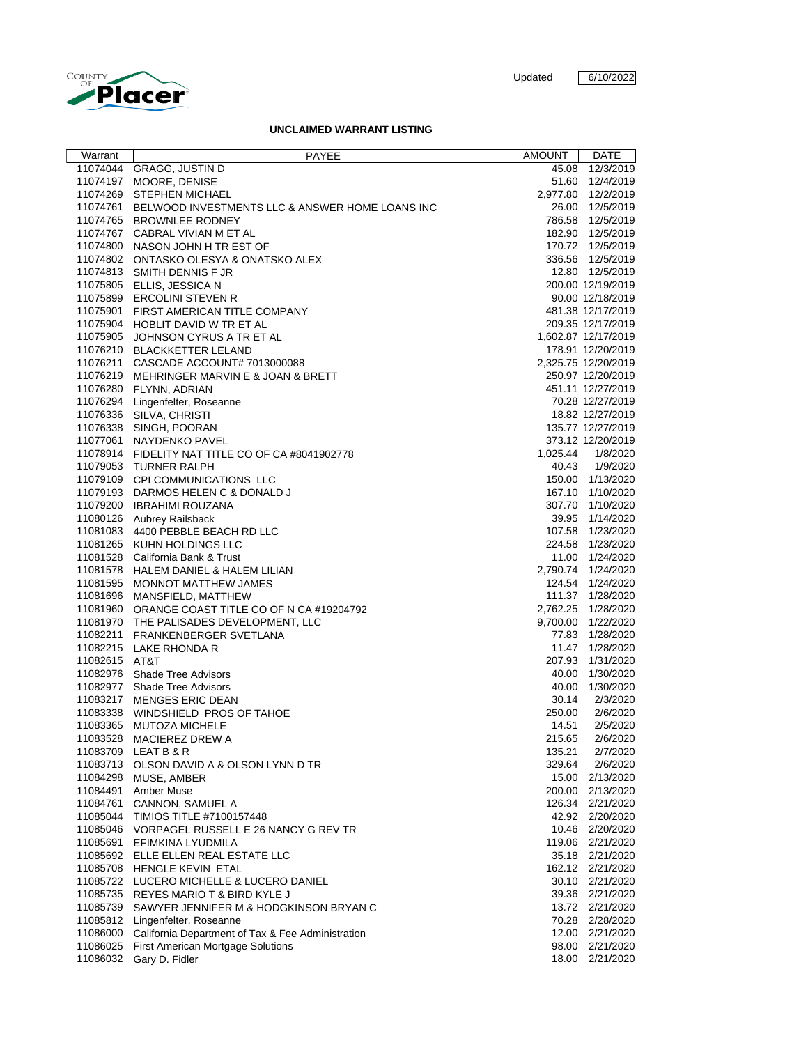COUNTY OF Placer

Updated 6/10/2022

# UNCLAIMED WARRANT LISTING

| Warrant | PAYEE | AMOUNT | DATE |
|---|---|---|---|
| 11074044 | GRAGG, JUSTIN D | 45.08 | 12/3/2019 |
| 11074197 | MOORE, DENISE | 51.60 | 12/4/2019 |
| 11074269 | STEPHEN MICHAEL | 2,977.80 | 12/2/2019 |
| 11074761 | BELWOOD INVESTMENTS LLC & ANSWER HOME LOANS INC | 26.00 | 12/5/2019 |
| 11074765 | BROWNLEE RODNEY | 786.58 | 12/5/2019 |
| 11074767 | CABRAL VIVIAN M ET AL | 182.90 | 12/5/2019 |
| 11074800 | NASON JOHN H TR EST OF | 170.72 | 12/5/2019 |
| 11074802 | ONTASKO OLESYA & ONATSKO ALEX | 336.56 | 12/5/2019 |
| 11074813 | SMITH DENNIS F JR | 12.80 | 12/5/2019 |
| 11075805 | ELLIS, JESSICA N | 200.00 | 12/19/2019 |
| 11075899 | ERCOLINI STEVEN R | 90.00 | 12/18/2019 |
| 11075901 | FIRST AMERICAN TITLE COMPANY | 481.38 | 12/17/2019 |
| 11075904 | HOBLIT DAVID W TR ET AL | 209.35 | 12/17/2019 |
| 11075905 | JOHNSON CYRUS A TR ET AL | 1,602.87 | 12/17/2019 |
| 11076210 | BLACKKETTER LELAND | 178.91 | 12/20/2019 |
| 11076211 | CASCADE ACCOUNT# 7013000088 | 2,325.75 | 12/20/2019 |
| 11076219 | MEHRINGER MARVIN E & JOAN & BRETT | 250.97 | 12/20/2019 |
| 11076280 | FLYNN, ADRIAN | 451.11 | 12/27/2019 |
| 11076294 | Lingenfelter, Roseanne | 70.28 | 12/27/2019 |
| 11076336 | SILVA, CHRISTI | 18.82 | 12/27/2019 |
| 11076338 | SINGH, POORAN | 135.77 | 12/27/2019 |
| 11077061 | NAYDENKO PAVEL | 373.12 | 12/20/2019 |
| 11078914 | FIDELITY NAT TITLE CO OF CA #8041902778 | 1,025.44 | 1/8/2020 |
| 11079053 | TURNER RALPH | 40.43 | 1/9/2020 |
| 11079109 | CPI COMMUNICATIONS LLC | 150.00 | 1/13/2020 |
| 11079193 | DARMOS HELEN C & DONALD J | 167.10 | 1/10/2020 |
| 11079200 | IBRAHIMI ROUZANA | 307.70 | 1/10/2020 |
| 11080126 | Aubrey Railsback | 39.95 | 1/14/2020 |
| 11081083 | 4400 PEBBLE BEACH RD LLC | 107.58 | 1/23/2020 |
| 11081265 | KUHN HOLDINGS LLC | 224.58 | 1/23/2020 |
| 11081528 | California Bank & Trust | 11.00 | 1/24/2020 |
| 11081578 | HALEM DANIEL & HALEM LILIAN | 2,790.74 | 1/24/2020 |
| 11081595 | MONNOT MATTHEW JAMES | 124.54 | 1/24/2020 |
| 11081696 | MANSFIELD, MATTHEW | 111.37 | 1/28/2020 |
| 11081960 | ORANGE COAST TITLE CO OF N CA #19204792 | 2,762.25 | 1/28/2020 |
| 11081970 | THE PALISADES DEVELOPMENT, LLC | 9,700.00 | 1/22/2020 |
| 11082211 | FRANKENBERGER SVETLANA | 77.83 | 1/28/2020 |
| 11082215 | LAKE RHONDA R | 11.47 | 1/28/2020 |
| 11082615 | AT&T | 207.93 | 1/31/2020 |
| 11082976 | Shade Tree Advisors | 40.00 | 1/30/2020 |
| 11082977 | Shade Tree Advisors | 40.00 | 1/30/2020 |
| 11083217 | MENGES ERIC DEAN | 30.14 | 2/3/2020 |
| 11083338 | WINDSHIELD PROS OF TAHOE | 250.00 | 2/6/2020 |
| 11083365 | MUTOZA MICHELE | 14.51 | 2/5/2020 |
| 11083528 | MACIEREZ DREW A | 215.65 | 2/6/2020 |
| 11083709 | LEAT B & R | 135.21 | 2/7/2020 |
| 11083713 | OLSON DAVID A & OLSON LYNN D TR | 329.64 | 2/6/2020 |
| 11084298 | MUSE, AMBER | 15.00 | 2/13/2020 |
| 11084491 | Amber Muse | 200.00 | 2/13/2020 |
| 11084761 | CANNON, SAMUEL A | 126.34 | 2/21/2020 |
| 11085044 | TIMIOS TITLE #7100157448 | 42.92 | 2/20/2020 |
| 11085046 | VORPAGEL RUSSELL E 26 NANCY G REV TR | 10.46 | 2/20/2020 |
| 11085691 | EFIMKINA LYUDMILA | 119.06 | 2/21/2020 |
| 11085692 | ELLE ELLEN REAL ESTATE LLC | 35.18 | 2/21/2020 |
| 11085708 | HENGLE KEVIN ETAL | 162.12 | 2/21/2020 |
| 11085722 | LUCERO MICHELLE & LUCERO DANIEL | 30.10 | 2/21/2020 |
| 11085735 | REYES MARIO T & BIRD KYLE J | 39.36 | 2/21/2020 |
| 11085739 | SAWYER JENNIFER M & HODGKINSON BRYAN C | 13.72 | 2/21/2020 |
| 11085812 | Lingenfelter, Roseanne | 70.28 | 2/28/2020 |
| 11086000 | California Department of Tax & Fee Administration | 12.00 | 2/21/2020 |
| 11086025 | First American Mortgage Solutions | 98.00 | 2/21/2020 |
| 11086032 | Gary D. Fidler | 18.00 | 2/21/2020 |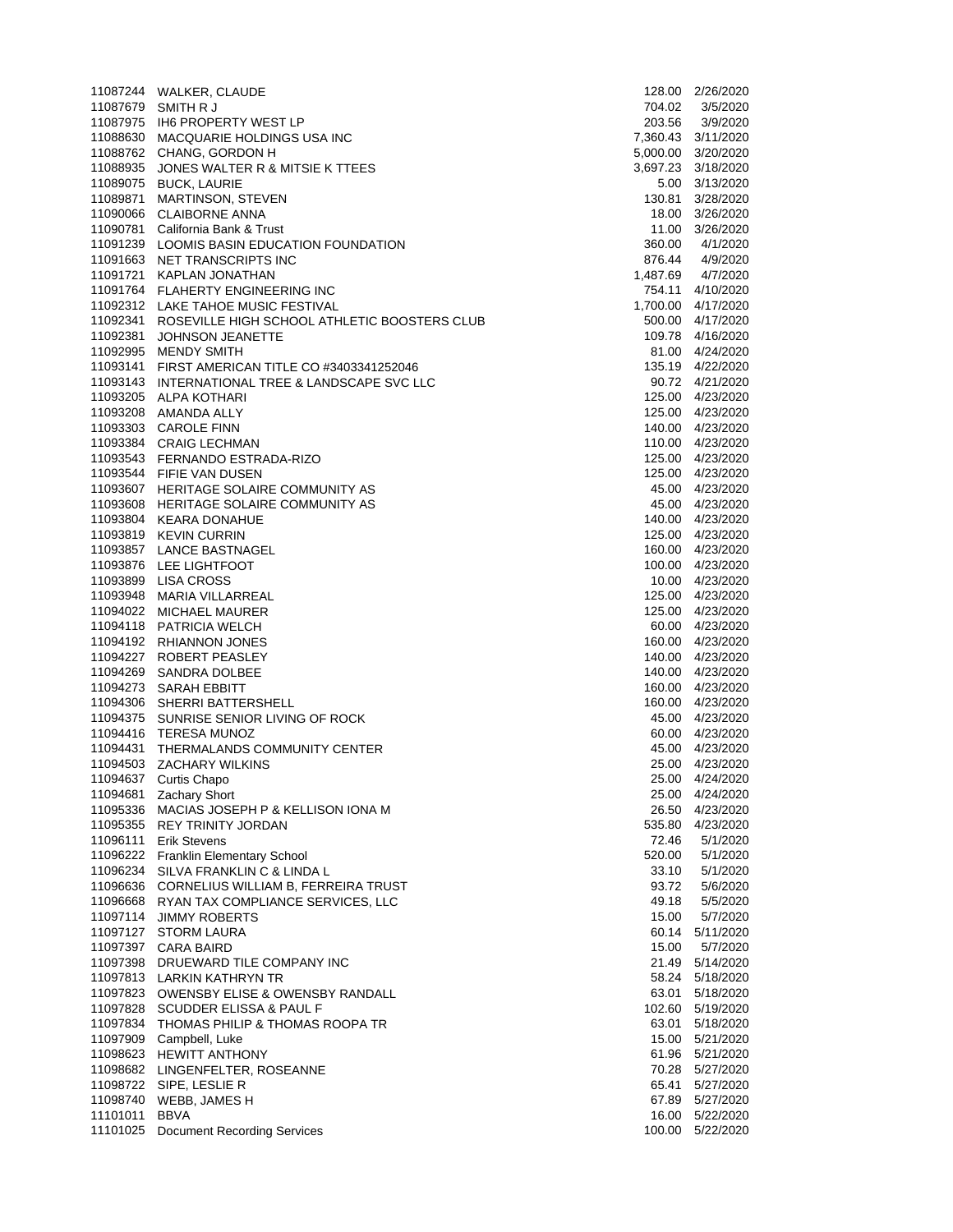| | | | |
|---|---|---|---|
| 11087244 | WALKER, CLAUDE | 128.00 | 2/26/2020 |
| 11087679 | SMITH R J | 704.02 | 3/5/2020 |
| 11087975 | IH6 PROPERTY WEST LP | 203.56 | 3/9/2020 |
| 11088630 | MACQUARIE HOLDINGS USA INC | 7,360.43 | 3/11/2020 |
| 11088762 | CHANG, GORDON H | 5,000.00 | 3/20/2020 |
| 11088935 | JONES WALTER R & MITSIE K TTEES | 3,697.23 | 3/18/2020 |
| 11089075 | BUCK, LAURIE | 5.00 | 3/13/2020 |
| 11089871 | MARTINSON, STEVEN | 130.81 | 3/28/2020 |
| 11090066 | CLAIBORNE ANNA | 18.00 | 3/26/2020 |
| 11090781 | California Bank & Trust | 11.00 | 3/26/2020 |
| 11091239 | LOOMIS BASIN EDUCATION FOUNDATION | 360.00 | 4/1/2020 |
| 11091663 | NET TRANSCRIPTS INC | 876.44 | 4/9/2020 |
| 11091721 | KAPLAN JONATHAN | 1,487.69 | 4/7/2020 |
| 11091764 | FLAHERTY ENGINEERING INC | 754.11 | 4/10/2020 |
| 11092312 | LAKE TAHOE MUSIC FESTIVAL | 1,700.00 | 4/17/2020 |
| 11092341 | ROSEVILLE HIGH SCHOOL ATHLETIC BOOSTERS CLUB | 500.00 | 4/17/2020 |
| 11092381 | JOHNSON JEANETTE | 109.78 | 4/16/2020 |
| 11092995 | MENDY SMITH | 81.00 | 4/24/2020 |
| 11093141 | FIRST AMERICAN TITLE CO #3403341252046 | 135.19 | 4/22/2020 |
| 11093143 | INTERNATIONAL TREE & LANDSCAPE SVC LLC | 90.72 | 4/21/2020 |
| 11093205 | ALPA KOTHARI | 125.00 | 4/23/2020 |
| 11093208 | AMANDA ALLY | 125.00 | 4/23/2020 |
| 11093303 | CAROLE FINN | 140.00 | 4/23/2020 |
| 11093384 | CRAIG LECHMAN | 110.00 | 4/23/2020 |
| 11093543 | FERNANDO ESTRADA-RIZO | 125.00 | 4/23/2020 |
| 11093544 | FIFIE VAN DUSEN | 125.00 | 4/23/2020 |
| 11093607 | HERITAGE SOLAIRE COMMUNITY AS | 45.00 | 4/23/2020 |
| 11093608 | HERITAGE SOLAIRE COMMUNITY AS | 45.00 | 4/23/2020 |
| 11093804 | KEARA DONAHUE | 140.00 | 4/23/2020 |
| 11093819 | KEVIN CURRIN | 125.00 | 4/23/2020 |
| 11093857 | LANCE BASTNAGEL | 160.00 | 4/23/2020 |
| 11093876 | LEE LIGHTFOOT | 100.00 | 4/23/2020 |
| 11093899 | LISA CROSS | 10.00 | 4/23/2020 |
| 11093948 | MARIA VILLARREAL | 125.00 | 4/23/2020 |
| 11094022 | MICHAEL MAURER | 125.00 | 4/23/2020 |
| 11094118 | PATRICIA WELCH | 60.00 | 4/23/2020 |
| 11094192 | RHIANNON JONES | 160.00 | 4/23/2020 |
| 11094227 | ROBERT PEASLEY | 140.00 | 4/23/2020 |
| 11094269 | SANDRA DOLBEE | 140.00 | 4/23/2020 |
| 11094273 | SARAH EBBITT | 160.00 | 4/23/2020 |
| 11094306 | SHERRI BATTERSHELL | 160.00 | 4/23/2020 |
| 11094375 | SUNRISE SENIOR LIVING OF ROCK | 45.00 | 4/23/2020 |
| 11094416 | TERESA MUNOZ | 60.00 | 4/23/2020 |
| 11094431 | THERMALANDS COMMUNITY CENTER | 45.00 | 4/23/2020 |
| 11094503 | ZACHARY WILKINS | 25.00 | 4/23/2020 |
| 11094637 | Curtis Chapo | 25.00 | 4/24/2020 |
| 11094681 | Zachary Short | 25.00 | 4/24/2020 |
| 11095336 | MACIAS JOSEPH P & KELLISON IONA M | 26.50 | 4/23/2020 |
| 11095355 | REY TRINITY JORDAN | 535.80 | 4/23/2020 |
| 11096111 | Erik Stevens | 72.46 | 5/1/2020 |
| 11096222 | Franklin Elementary School | 520.00 | 5/1/2020 |
| 11096234 | SILVA FRANKLIN C & LINDA L | 33.10 | 5/1/2020 |
| 11096636 | CORNELIUS WILLIAM B, FERREIRA TRUST | 93.72 | 5/6/2020 |
| 11096668 | RYAN TAX COMPLIANCE SERVICES, LLC | 49.18 | 5/5/2020 |
| 11097114 | JIMMY ROBERTS | 15.00 | 5/7/2020 |
| 11097127 | STORM LAURA | 60.14 | 5/11/2020 |
| 11097397 | CARA BAIRD | 15.00 | 5/7/2020 |
| 11097398 | DRUEWARD TILE COMPANY INC | 21.49 | 5/14/2020 |
| 11097813 | LARKIN KATHRYN TR | 58.24 | 5/18/2020 |
| 11097823 | OWENSBY ELISE & OWENSBY RANDALL | 63.01 | 5/18/2020 |
| 11097828 | SCUDDER ELISSA & PAUL F | 102.60 | 5/19/2020 |
| 11097834 | THOMAS PHILIP & THOMAS ROOPA TR | 63.01 | 5/18/2020 |
| 11097909 | Campbell, Luke | 15.00 | 5/21/2020 |
| 11098623 | HEWITT ANTHONY | 61.96 | 5/21/2020 |
| 11098682 | LINGENFELTER, ROSEANNE | 70.28 | 5/27/2020 |
| 11098722 | SIPE, LESLIE R | 65.41 | 5/27/2020 |
| 11098740 | WEBB, JAMES H | 67.89 | 5/27/2020 |
| 11101011 | BBVA | 16.00 | 5/22/2020 |
| 11101025 | Document Recording Services | 100.00 | 5/22/2020 |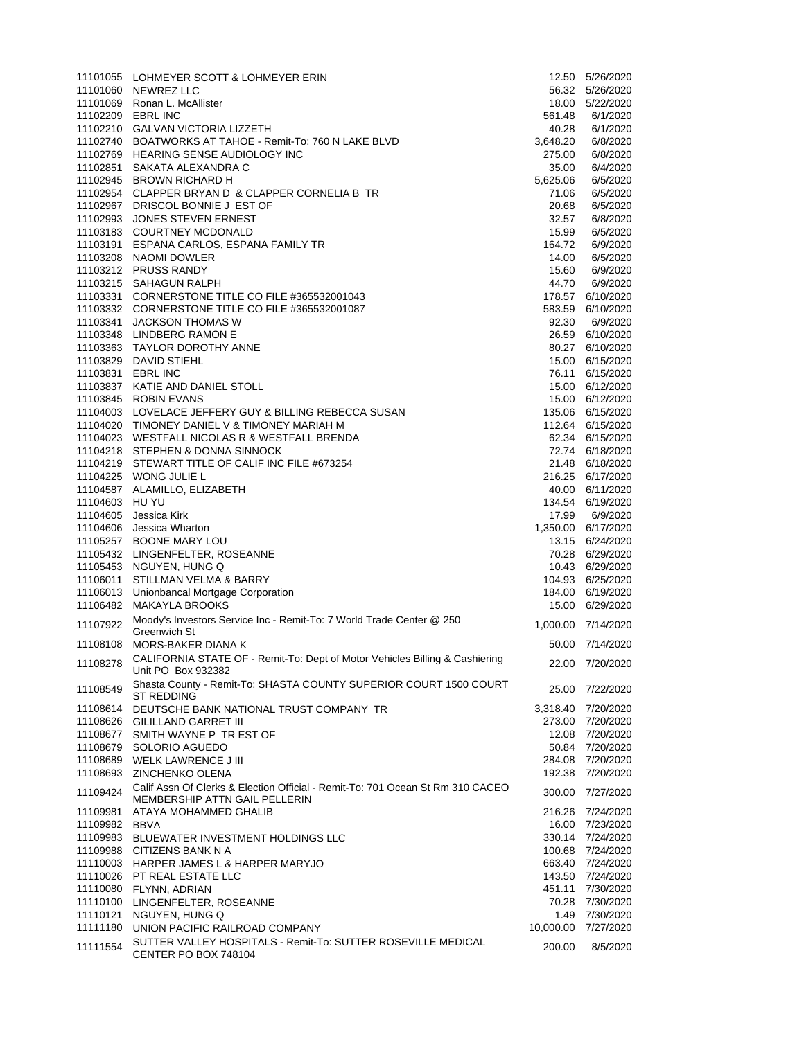| | | | |
|---|---|---|---|
| 11101055 | LOHMEYER SCOTT & LOHMEYER ERIN | 12.50 | 5/26/2020 |
| 11101060 | NEWREZ LLC | 56.32 | 5/26/2020 |
| 11101069 | Ronan L. McAllister | 18.00 | 5/22/2020 |
| 11102209 | EBRL INC | 561.48 | 6/1/2020 |
| 11102210 | GALVAN VICTORIA LIZZETH | 40.28 | 6/1/2020 |
| 11102740 | BOATWORKS AT TAHOE - Remit-To: 760 N LAKE BLVD | 3,648.20 | 6/8/2020 |
| 11102769 | HEARING SENSE AUDIOLOGY INC | 275.00 | 6/8/2020 |
| 11102851 | SAKATA ALEXANDRA C | 35.00 | 6/4/2020 |
| 11102945 | BROWN RICHARD H | 5,625.06 | 6/5/2020 |
| 11102954 | CLAPPER BRYAN D & CLAPPER CORNELIA B TR | 71.06 | 6/5/2020 |
| 11102967 | DRISCOL BONNIE J EST OF | 20.68 | 6/5/2020 |
| 11102993 | JONES STEVEN ERNEST | 32.57 | 6/8/2020 |
| 11103183 | COURTNEY MCDONALD | 15.99 | 6/5/2020 |
| 11103191 | ESPANA CARLOS, ESPANA FAMILY TR | 164.72 | 6/9/2020 |
| 11103208 | NAOMI DOWLER | 14.00 | 6/5/2020 |
| 11103212 | PRUSS RANDY | 15.60 | 6/9/2020 |
| 11103215 | SAHAGUN RALPH | 44.70 | 6/9/2020 |
| 11103331 | CORNERSTONE TITLE CO FILE #365532001043 | 178.57 | 6/10/2020 |
| 11103332 | CORNERSTONE TITLE CO FILE #365532001087 | 583.59 | 6/10/2020 |
| 11103341 | JACKSON THOMAS W | 92.30 | 6/9/2020 |
| 11103348 | LINDBERG RAMON E | 26.59 | 6/10/2020 |
| 11103363 | TAYLOR DOROTHY ANNE | 80.27 | 6/10/2020 |
| 11103829 | DAVID STIEHL | 15.00 | 6/15/2020 |
| 11103831 | EBRL INC | 76.11 | 6/15/2020 |
| 11103837 | KATIE AND DANIEL STOLL | 15.00 | 6/12/2020 |
| 11103845 | ROBIN EVANS | 15.00 | 6/12/2020 |
| 11104003 | LOVELACE JEFFERY GUY & BILLING REBECCA SUSAN | 135.06 | 6/15/2020 |
| 11104020 | TIMONEY DANIEL V & TIMONEY MARIAH M | 112.64 | 6/15/2020 |
| 11104023 | WESTFALL NICOLAS R & WESTFALL BRENDA | 62.34 | 6/15/2020 |
| 11104218 | STEPHEN & DONNA SINNOCK | 72.74 | 6/18/2020 |
| 11104219 | STEWART TITLE OF CALIF INC FILE #673254 | 21.48 | 6/18/2020 |
| 11104225 | WONG JULIE L | 216.25 | 6/17/2020 |
| 11104587 | ALAMILLO, ELIZABETH | 40.00 | 6/11/2020 |
| 11104603 | HU YU | 134.54 | 6/19/2020 |
| 11104605 | Jessica Kirk | 17.99 | 6/9/2020 |
| 11104606 | Jessica Wharton | 1,350.00 | 6/17/2020 |
| 11105257 | BOONE MARY LOU | 13.15 | 6/24/2020 |
| 11105432 | LINGENFELTER, ROSEANNE | 70.28 | 6/29/2020 |
| 11105453 | NGUYEN, HUNG Q | 10.43 | 6/29/2020 |
| 11106011 | STILLMAN VELMA & BARRY | 104.93 | 6/25/2020 |
| 11106013 | Unionbancal Mortgage Corporation | 184.00 | 6/19/2020 |
| 11106482 | MAKAYLA BROOKS | 15.00 | 6/29/2020 |
| 11107922 | Moody's Investors Service Inc - Remit-To: 7 World Trade Center @ 250 Greenwich St | 1,000.00 | 7/14/2020 |
| 11108108 | MORS-BAKER DIANA K | 50.00 | 7/14/2020 |
| 11108278 | CALIFORNIA STATE OF - Remit-To: Dept of Motor Vehicles Billing & Cashiering Unit PO Box 932382 | 22.00 | 7/20/2020 |
| 11108549 | Shasta County - Remit-To: SHASTA COUNTY SUPERIOR COURT 1500 COURT ST REDDING | 25.00 | 7/22/2020 |
| 11108614 | DEUTSCHE BANK NATIONAL TRUST COMPANY TR | 3,318.40 | 7/20/2020 |
| 11108626 | GILILLAND GARRET III | 273.00 | 7/20/2020 |
| 11108677 | SMITH WAYNE P TR EST OF | 12.08 | 7/20/2020 |
| 11108679 | SOLORIO AGUEDO | 50.84 | 7/20/2020 |
| 11108689 | WELK LAWRENCE J III | 284.08 | 7/20/2020 |
| 11108693 | ZINCHENKO OLENA | 192.38 | 7/20/2020 |
| 11109424 | Calif Assn Of Clerks & Election Official - Remit-To: 701 Ocean St Rm 310 CACEO MEMBERSHIP ATTN GAIL PELLERIN | 300.00 | 7/27/2020 |
| 11109981 | ATAYA MOHAMMED GHALIB | 216.26 | 7/24/2020 |
| 11109982 | BBVA | 16.00 | 7/23/2020 |
| 11109983 | BLUEWATER INVESTMENT HOLDINGS LLC | 330.14 | 7/24/2020 |
| 11109988 | CITIZENS BANK N A | 100.68 | 7/24/2020 |
| 11110003 | HARPER JAMES L & HARPER MARYJO | 663.40 | 7/24/2020 |
| 11110026 | PT REAL ESTATE LLC | 143.50 | 7/24/2020 |
| 11110080 | FLYNN, ADRIAN | 451.11 | 7/30/2020 |
| 11110100 | LINGENFELTER, ROSEANNE | 70.28 | 7/30/2020 |
| 11110121 | NGUYEN, HUNG Q | 1.49 | 7/30/2020 |
| 11111180 | UNION PACIFIC RAILROAD COMPANY | 10,000.00 | 7/27/2020 |
| 11111554 | SUTTER VALLEY HOSPITALS - Remit-To: SUTTER ROSEVILLE MEDICAL CENTER PO BOX 748104 | 200.00 | 8/5/2020 |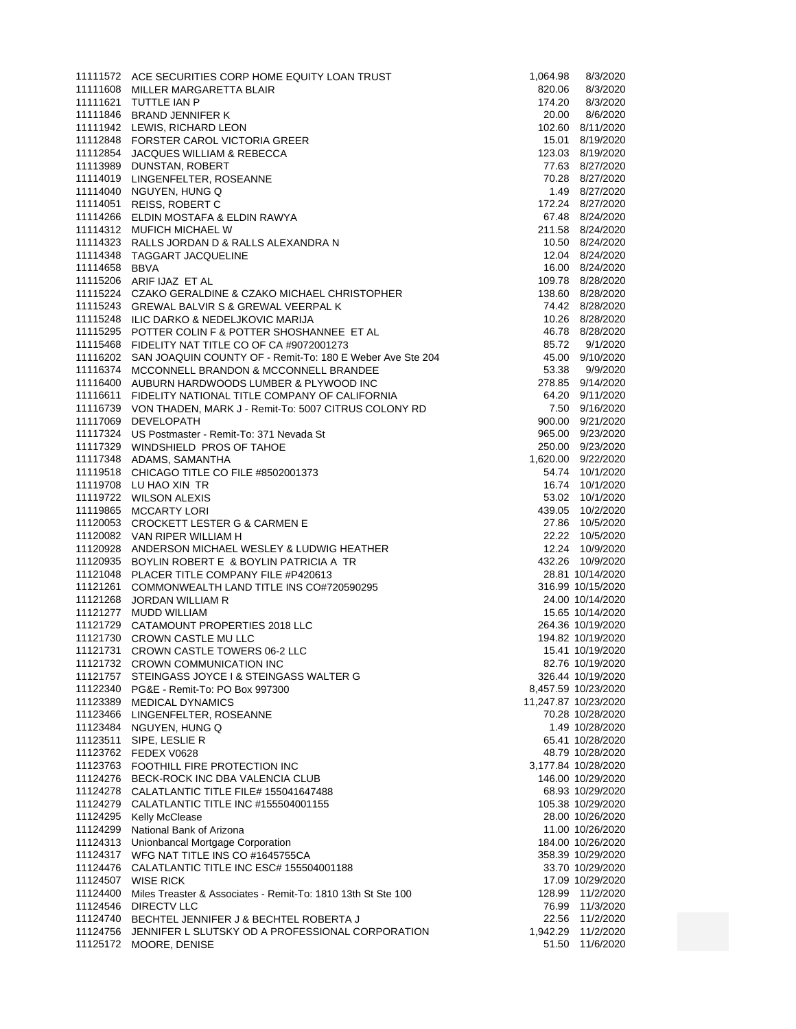| | | | |
|---|---|---|---|
| 11111572 | ACE SECURITIES CORP HOME EQUITY LOAN TRUST | 1,064.98 | 8/3/2020 |
| 11111608 | MILLER MARGARETTA BLAIR | 820.06 | 8/3/2020 |
| 11111621 | TUTTLE IAN P | 174.20 | 8/3/2020 |
| 11111846 | BRAND JENNIFER K | 20.00 | 8/6/2020 |
| 11111942 | LEWIS, RICHARD LEON | 102.60 | 8/11/2020 |
| 11112848 | FORSTER CAROL VICTORIA GREER | 15.01 | 8/19/2020 |
| 11112854 | JACQUES WILLIAM & REBECCA | 123.03 | 8/19/2020 |
| 11113989 | DUNSTAN, ROBERT | 77.63 | 8/27/2020 |
| 11114019 | LINGENFELTER, ROSEANNE | 70.28 | 8/27/2020 |
| 11114040 | NGUYEN, HUNG Q | 1.49 | 8/27/2020 |
| 11114051 | REISS, ROBERT C | 172.24 | 8/27/2020 |
| 11114266 | ELDIN MOSTAFA & ELDIN RAWYA | 67.48 | 8/24/2020 |
| 11114312 | MUFICH MICHAEL W | 211.58 | 8/24/2020 |
| 11114323 | RALLS JORDAN D & RALLS ALEXANDRA N | 10.50 | 8/24/2020 |
| 11114348 | TAGGART JACQUELINE | 12.04 | 8/24/2020 |
| 11114658 | BBVA | 16.00 | 8/24/2020 |
| 11115206 | ARIF IJAZ ET AL | 109.78 | 8/28/2020 |
| 11115224 | CZAKO GERALDINE & CZAKO MICHAEL CHRISTOPHER | 138.60 | 8/28/2020 |
| 11115243 | GREWAL BALVIR S & GREWAL VEERPAL K | 74.42 | 8/28/2020 |
| 11115248 | ILIC DARKO & NEDELJKOVIC MARIJA | 10.26 | 8/28/2020 |
| 11115295 | POTTER COLIN F & POTTER SHOSHANNEE ET AL | 46.78 | 8/28/2020 |
| 11115468 | FIDELITY NAT TITLE CO OF CA #9072001273 | 85.72 | 9/1/2020 |
| 11116202 | SAN JOAQUIN COUNTY OF - Remit-To: 180 E Weber Ave Ste 204 | 45.00 | 9/10/2020 |
| 11116374 | MCCONNELL BRANDON & MCCONNELL BRANDEE | 53.38 | 9/9/2020 |
| 11116400 | AUBURN HARDWOODS LUMBER & PLYWOOD INC | 278.85 | 9/14/2020 |
| 11116611 | FIDELITY NATIONAL TITLE COMPANY OF CALIFORNIA | 64.20 | 9/11/2020 |
| 11116739 | VON THADEN, MARK J - Remit-To: 5007 CITRUS COLONY RD | 7.50 | 9/16/2020 |
| 11117069 | DEVELOPATH | 900.00 | 9/21/2020 |
| 11117324 | US Postmaster - Remit-To: 371 Nevada St | 965.00 | 9/23/2020 |
| 11117329 | WINDSHIELD PROS OF TAHOE | 250.00 | 9/23/2020 |
| 11117348 | ADAMS, SAMANTHA | 1,620.00 | 9/22/2020 |
| 11119518 | CHICAGO TITLE CO FILE #8502001373 | 54.74 | 10/1/2020 |
| 11119708 | LU HAO XIN TR | 16.74 | 10/1/2020 |
| 11119722 | WILSON ALEXIS | 53.02 | 10/1/2020 |
| 11119865 | MCCARTY LORI | 439.05 | 10/2/2020 |
| 11120053 | CROCKETT LESTER G & CARMEN E | 27.86 | 10/5/2020 |
| 11120082 | VAN RIPER WILLIAM H | 22.22 | 10/5/2020 |
| 11120928 | ANDERSON MICHAEL WESLEY & LUDWIG HEATHER | 12.24 | 10/9/2020 |
| 11120935 | BOYLIN ROBERT E & BOYLIN PATRICIA A TR | 432.26 | 10/9/2020 |
| 11121048 | PLACER TITLE COMPANY FILE #P420613 | 28.81 | 10/14/2020 |
| 11121261 | COMMONWEALTH LAND TITLE INS CO#720590295 | 316.99 | 10/15/2020 |
| 11121268 | JORDAN WILLIAM R | 24.00 | 10/14/2020 |
| 11121277 | MUDD WILLIAM | 15.65 | 10/14/2020 |
| 11121729 | CATAMOUNT PROPERTIES 2018 LLC | 264.36 | 10/19/2020 |
| 11121730 | CROWN CASTLE MU LLC | 194.82 | 10/19/2020 |
| 11121731 | CROWN CASTLE TOWERS 06-2 LLC | 15.41 | 10/19/2020 |
| 11121732 | CROWN COMMUNICATION INC | 82.76 | 10/19/2020 |
| 11121757 | STEINGASS JOYCE I & STEINGASS WALTER G | 326.44 | 10/19/2020 |
| 11122340 | PG&E - Remit-To: PO Box 997300 | 8,457.59 | 10/23/2020 |
| 11123389 | MEDICAL DYNAMICS | 11,247.87 | 10/23/2020 |
| 11123466 | LINGENFELTER, ROSEANNE | 70.28 | 10/28/2020 |
| 11123484 | NGUYEN, HUNG Q | 1.49 | 10/28/2020 |
| 11123511 | SIPE, LESLIE R | 65.41 | 10/28/2020 |
| 11123762 | FEDEX V0628 | 48.79 | 10/28/2020 |
| 11123763 | FOOTHILL FIRE PROTECTION INC | 3,177.84 | 10/28/2020 |
| 11124276 | BECK-ROCK INC DBA VALENCIA CLUB | 146.00 | 10/29/2020 |
| 11124278 | CALATLANTIC TITLE FILE# 155041647488 | 68.93 | 10/29/2020 |
| 11124279 | CALATLANTIC TITLE INC #155504001155 | 105.38 | 10/29/2020 |
| 11124295 | Kelly McClease | 28.00 | 10/26/2020 |
| 11124299 | National Bank of Arizona | 11.00 | 10/26/2020 |
| 11124313 | Unionbancal Mortgage Corporation | 184.00 | 10/26/2020 |
| 11124317 | WFG NAT TITLE INS CO #1645755CA | 358.39 | 10/29/2020 |
| 11124476 | CALATLANTIC TITLE INC ESC# 155504001188 | 33.70 | 10/29/2020 |
| 11124507 | WISE RICK | 17.09 | 10/29/2020 |
| 11124400 | Miles Treaster & Associates - Remit-To: 1810 13th St Ste 100 | 128.99 | 11/2/2020 |
| 11124546 | DIRECTV LLC | 76.99 | 11/3/2020 |
| 11124740 | BECHTEL JENNIFER J & BECHTEL ROBERTA J | 22.56 | 11/2/2020 |
| 11124756 | JENNIFER L SLUTSKY OD A PROFESSIONAL CORPORATION | 1,942.29 | 11/2/2020 |
| 11125172 | MOORE, DENISE | 51.50 | 11/6/2020 |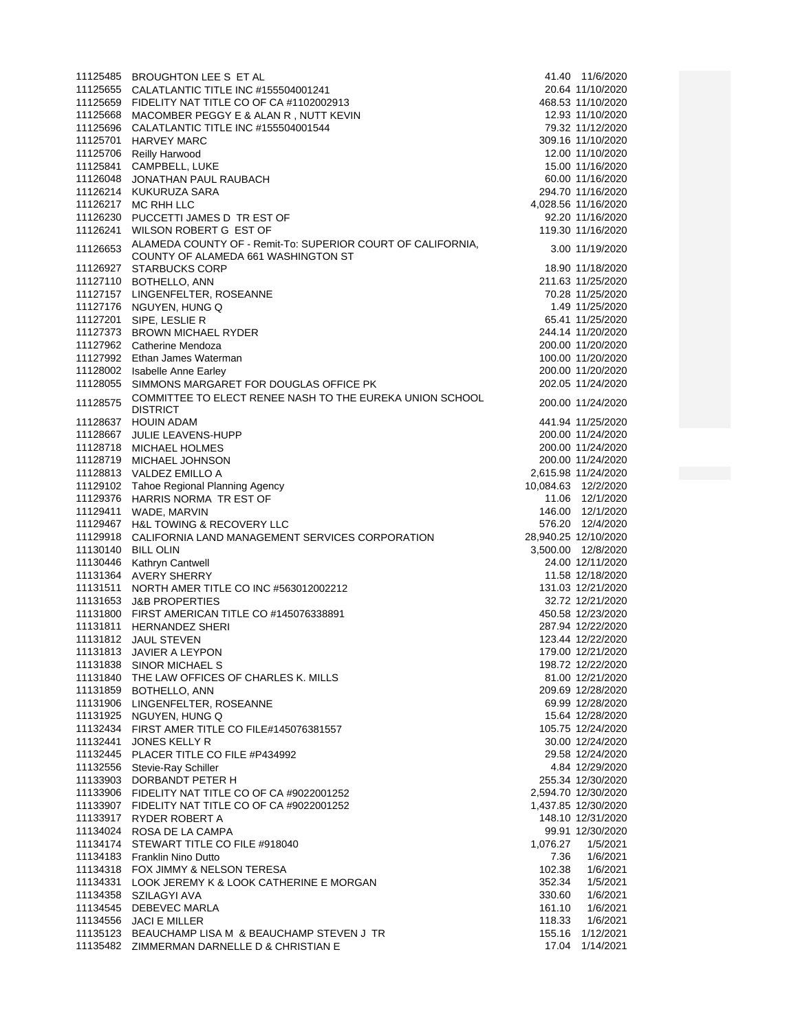| | | | |
|---|---|---|---|
| 11125485 | BROUGHTON LEE S ET AL | 41.40 | 11/6/2020 |
| 11125655 | CALATLANTIC TITLE INC #155504001241 | 20.64 | 11/10/2020 |
| 11125659 | FIDELITY NAT TITLE CO OF CA #1102002913 | 468.53 | 11/10/2020 |
| 11125668 | MACOMBER PEGGY E & ALAN R , NUTT KEVIN | 12.93 | 11/10/2020 |
| 11125696 | CALATLANTIC TITLE INC #155504001544 | 79.32 | 11/12/2020 |
| 11125701 | HARVEY MARC | 309.16 | 11/10/2020 |
| 11125706 | Reilly Harwood | 12.00 | 11/10/2020 |
| 11125841 | CAMPBELL, LUKE | 15.00 | 11/16/2020 |
| 11126048 | JONATHAN PAUL RAUBACH | 60.00 | 11/16/2020 |
| 11126214 | KUKURUZA SARA | 294.70 | 11/16/2020 |
| 11126217 | MC RHH LLC | 4,028.56 | 11/16/2020 |
| 11126230 | PUCCETTI JAMES D TR EST OF | 92.20 | 11/16/2020 |
| 11126241 | WILSON ROBERT G EST OF | 119.30 | 11/16/2020 |
| 11126653 | ALAMEDA COUNTY OF - Remit-To: SUPERIOR COURT OF CALIFORNIA, COUNTY OF ALAMEDA 661 WASHINGTON ST | 3.00 | 11/19/2020 |
| 11126927 | STARBUCKS CORP | 18.90 | 11/18/2020 |
| 11127110 | BOTHELLO, ANN | 211.63 | 11/25/2020 |
| 11127157 | LINGENFELTER, ROSEANNE | 70.28 | 11/25/2020 |
| 11127176 | NGUYEN, HUNG Q | 1.49 | 11/25/2020 |
| 11127201 | SIPE, LESLIE R | 65.41 | 11/25/2020 |
| 11127373 | BROWN MICHAEL RYDER | 244.14 | 11/20/2020 |
| 11127962 | Catherine Mendoza | 200.00 | 11/20/2020 |
| 11127992 | Ethan James Waterman | 100.00 | 11/20/2020 |
| 11128002 | Isabelle Anne Earley | 200.00 | 11/20/2020 |
| 11128055 | SIMMONS MARGARET FOR DOUGLAS OFFICE PK | 202.05 | 11/24/2020 |
| 11128575 | COMMITTEE TO ELECT RENEE NASH TO THE EUREKA UNION SCHOOL DISTRICT | 200.00 | 11/24/2020 |
| 11128637 | HOUIN ADAM | 441.94 | 11/25/2020 |
| 11128667 | JULIE LEAVENS-HUPP | 200.00 | 11/24/2020 |
| 11128718 | MICHAEL HOLMES | 200.00 | 11/24/2020 |
| 11128719 | MICHAEL JOHNSON | 200.00 | 11/24/2020 |
| 11128813 | VALDEZ EMILLO A | 2,615.98 | 11/24/2020 |
| 11129102 | Tahoe Regional Planning Agency | 10,084.63 | 12/2/2020 |
| 11129376 | HARRIS NORMA TR EST OF | 11.06 | 12/1/2020 |
| 11129411 | WADE, MARVIN | 146.00 | 12/1/2020 |
| 11129467 | H&L TOWING & RECOVERY LLC | 576.20 | 12/4/2020 |
| 11129918 | CALIFORNIA LAND MANAGEMENT SERVICES CORPORATION | 28,940.25 | 12/10/2020 |
| 11130140 | BILL OLIN | 3,500.00 | 12/8/2020 |
| 11130446 | Kathryn Cantwell | 24.00 | 12/11/2020 |
| 11131364 | AVERY SHERRY | 11.58 | 12/18/2020 |
| 11131511 | NORTH AMER TITLE CO INC #563012002212 | 131.03 | 12/21/2020 |
| 11131653 | J&B PROPERTIES | 32.72 | 12/21/2020 |
| 11131800 | FIRST AMERICAN TITLE CO #145076338891 | 450.58 | 12/23/2020 |
| 11131811 | HERNANDEZ SHERI | 287.94 | 12/22/2020 |
| 11131812 | JAUL STEVEN | 123.44 | 12/22/2020 |
| 11131813 | JAVIER A LEYPON | 179.00 | 12/21/2020 |
| 11131838 | SINOR MICHAEL S | 198.72 | 12/22/2020 |
| 11131840 | THE LAW OFFICES OF CHARLES K. MILLS | 81.00 | 12/21/2020 |
| 11131859 | BOTHELLO, ANN | 209.69 | 12/28/2020 |
| 11131906 | LINGENFELTER, ROSEANNE | 69.99 | 12/28/2020 |
| 11131925 | NGUYEN, HUNG Q | 15.64 | 12/28/2020 |
| 11132434 | FIRST AMER TITLE CO FILE#145076381557 | 105.75 | 12/24/2020 |
| 11132441 | JONES KELLY R | 30.00 | 12/24/2020 |
| 11132445 | PLACER TITLE CO FILE #P434992 | 29.58 | 12/24/2020 |
| 11132556 | Stevie-Ray Schiller | 4.84 | 12/29/2020 |
| 11133903 | DORBANDT PETER H | 255.34 | 12/30/2020 |
| 11133906 | FIDELITY NAT TITLE CO OF CA #9022001252 | 2,594.70 | 12/30/2020 |
| 11133907 | FIDELITY NAT TITLE CO OF CA #9022001252 | 1,437.85 | 12/30/2020 |
| 11133917 | RYDER ROBERT A | 148.10 | 12/31/2020 |
| 11134024 | ROSA DE LA CAMPA | 99.91 | 12/30/2020 |
| 11134174 | STEWART TITLE CO FILE #918040 | 1,076.27 | 1/5/2021 |
| 11134183 | Franklin Nino Dutto | 7.36 | 1/6/2021 |
| 11134318 | FOX JIMMY & NELSON TERESA | 102.38 | 1/6/2021 |
| 11134331 | LOOK JEREMY K & LOOK CATHERINE E MORGAN | 352.34 | 1/5/2021 |
| 11134358 | SZILAGYI AVA | 330.60 | 1/6/2021 |
| 11134545 | DEBEVEC MARLA | 161.10 | 1/6/2021 |
| 11134556 | JACI E MILLER | 118.33 | 1/6/2021 |
| 11135123 | BEAUCHAMP LISA M & BEAUCHAMP STEVEN J TR | 155.16 | 1/12/2021 |
| 11135482 | ZIMMERMAN DARNELLE D & CHRISTIAN E | 17.04 | 1/14/2021 |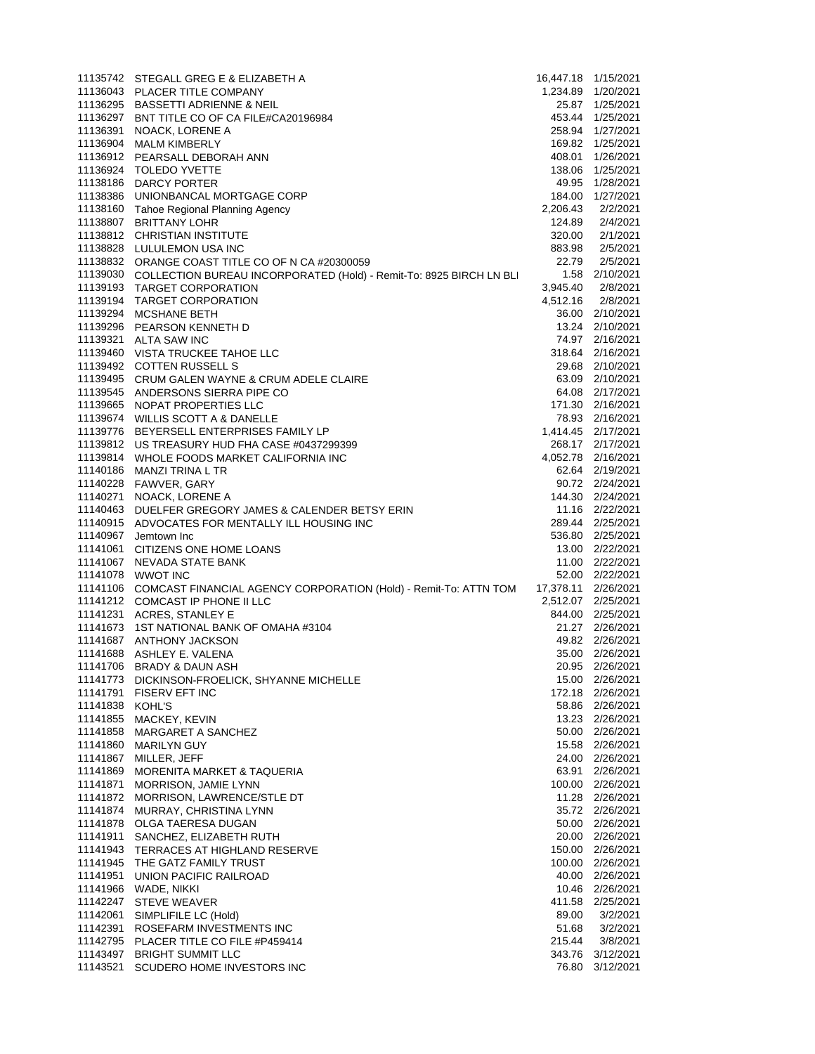| | | | |
|---|---|---|---|
| 11135742 | STEGALL GREG E & ELIZABETH A | 16,447.18 | 1/15/2021 |
| 11136043 | PLACER TITLE COMPANY | 1,234.89 | 1/20/2021 |
| 11136295 | BASSETTI ADRIENNE & NEIL | 25.87 | 1/25/2021 |
| 11136297 | BNT TITLE CO OF CA FILE#CA20196984 | 453.44 | 1/25/2021 |
| 11136391 | NOACK, LORENE A | 258.94 | 1/27/2021 |
| 11136904 | MALM KIMBERLY | 169.82 | 1/25/2021 |
| 11136912 | PEARSALL DEBORAH ANN | 408.01 | 1/26/2021 |
| 11136924 | TOLEDO YVETTE | 138.06 | 1/25/2021 |
| 11138186 | DARCY PORTER | 49.95 | 1/28/2021 |
| 11138386 | UNIONBANCAL MORTGAGE CORP | 184.00 | 1/27/2021 |
| 11138160 | Tahoe Regional Planning Agency | 2,206.43 | 2/2/2021 |
| 11138807 | BRITTANY LOHR | 124.89 | 2/4/2021 |
| 11138812 | CHRISTIAN INSTITUTE | 320.00 | 2/1/2021 |
| 11138828 | LULULEMON USA INC | 883.98 | 2/5/2021 |
| 11138832 | ORANGE COAST TITLE CO OF N CA #20300059 | 22.79 | 2/5/2021 |
| 11139030 | COLLECTION BUREAU INCORPORATED (Hold) - Remit-To: 8925 BIRCH LN BLI | 1.58 | 2/10/2021 |
| 11139193 | TARGET CORPORATION | 3,945.40 | 2/8/2021 |
| 11139194 | TARGET CORPORATION | 4,512.16 | 2/8/2021 |
| 11139294 | MCSHANE BETH | 36.00 | 2/10/2021 |
| 11139296 | PEARSON KENNETH D | 13.24 | 2/10/2021 |
| 11139321 | ALTA SAW INC | 74.97 | 2/16/2021 |
| 11139460 | VISTA TRUCKEE TAHOE LLC | 318.64 | 2/16/2021 |
| 11139492 | COTTEN RUSSELL S | 29.68 | 2/10/2021 |
| 11139495 | CRUM GALEN WAYNE & CRUM ADELE CLAIRE | 63.09 | 2/10/2021 |
| 11139545 | ANDERSONS SIERRA PIPE CO | 64.08 | 2/17/2021 |
| 11139665 | NOPAT PROPERTIES LLC | 171.30 | 2/16/2021 |
| 11139674 | WILLIS SCOTT A & DANELLE | 78.93 | 2/16/2021 |
| 11139776 | BEYERSELL ENTERPRISES FAMILY LP | 1,414.45 | 2/17/2021 |
| 11139812 | US TREASURY HUD FHA CASE #0437299399 | 268.17 | 2/17/2021 |
| 11139814 | WHOLE FOODS MARKET CALIFORNIA INC | 4,052.78 | 2/16/2021 |
| 11140186 | MANZI TRINA L TR | 62.64 | 2/19/2021 |
| 11140228 | FAWVER, GARY | 90.72 | 2/24/2021 |
| 11140271 | NOACK, LORENE A | 144.30 | 2/24/2021 |
| 11140463 | DUELFER GREGORY JAMES & CALENDER BETSY ERIN | 11.16 | 2/22/2021 |
| 11140915 | ADVOCATES FOR MENTALLY ILL HOUSING INC | 289.44 | 2/25/2021 |
| 11140967 | Jemtown Inc | 536.80 | 2/25/2021 |
| 11141061 | CITIZENS ONE HOME LOANS | 13.00 | 2/22/2021 |
| 11141067 | NEVADA STATE BANK | 11.00 | 2/22/2021 |
| 11141078 | WWOT INC | 52.00 | 2/22/2021 |
| 11141106 | COMCAST FINANCIAL AGENCY CORPORATION (Hold) - Remit-To: ATTN TOM | 17,378.11 | 2/26/2021 |
| 11141212 | COMCAST IP PHONE II LLC | 2,512.07 | 2/25/2021 |
| 11141231 | ACRES, STANLEY E | 844.00 | 2/25/2021 |
| 11141673 | 1ST NATIONAL BANK OF OMAHA #3104 | 21.27 | 2/26/2021 |
| 11141687 | ANTHONY JACKSON | 49.82 | 2/26/2021 |
| 11141688 | ASHLEY E. VALENA | 35.00 | 2/26/2021 |
| 11141706 | BRADY & DAUN ASH | 20.95 | 2/26/2021 |
| 11141773 | DICKINSON-FROELICK, SHYANNE MICHELLE | 15.00 | 2/26/2021 |
| 11141791 | FISERV EFT INC | 172.18 | 2/26/2021 |
| 11141838 | KOHL'S | 58.86 | 2/26/2021 |
| 11141855 | MACKEY, KEVIN | 13.23 | 2/26/2021 |
| 11141858 | MARGARET A SANCHEZ | 50.00 | 2/26/2021 |
| 11141860 | MARILYN GUY | 15.58 | 2/26/2021 |
| 11141867 | MILLER, JEFF | 24.00 | 2/26/2021 |
| 11141869 | MORENITA MARKET & TAQUERIA | 63.91 | 2/26/2021 |
| 11141871 | MORRISON, JAMIE LYNN | 100.00 | 2/26/2021 |
| 11141872 | MORRISON, LAWRENCE/STLE DT | 11.28 | 2/26/2021 |
| 11141874 | MURRAY, CHRISTINA LYNN | 35.72 | 2/26/2021 |
| 11141878 | OLGA TAERESA DUGAN | 50.00 | 2/26/2021 |
| 11141911 | SANCHEZ, ELIZABETH RUTH | 20.00 | 2/26/2021 |
| 11141943 | TERRACES AT HIGHLAND RESERVE | 150.00 | 2/26/2021 |
| 11141945 | THE GATZ FAMILY TRUST | 100.00 | 2/26/2021 |
| 11141951 | UNION PACIFIC RAILROAD | 40.00 | 2/26/2021 |
| 11141966 | WADE, NIKKI | 10.46 | 2/26/2021 |
| 11142247 | STEVE WEAVER | 411.58 | 2/25/2021 |
| 11142061 | SIMPLIFILE LC (Hold) | 89.00 | 3/2/2021 |
| 11142391 | ROSEFARM INVESTMENTS INC | 51.68 | 3/2/2021 |
| 11142795 | PLACER TITLE CO FILE #P459414 | 215.44 | 3/8/2021 |
| 11143497 | BRIGHT SUMMIT LLC | 343.76 | 3/12/2021 |
| 11143521 | SCUDERO HOME INVESTORS INC | 76.80 | 3/12/2021 |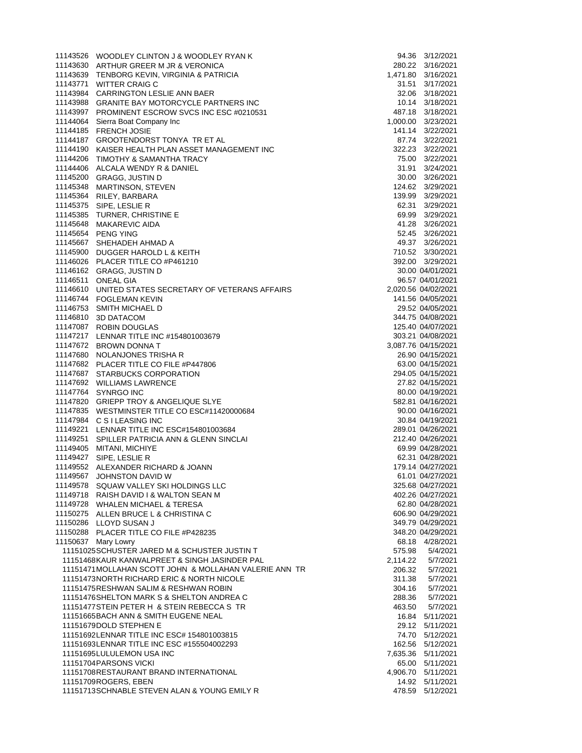| | | | |
|---|---|---|---|
| 11143526 | WOODLEY CLINTON J & WOODLEY RYAN K | 94.36 | 3/12/2021 |
| 11143630 | ARTHUR GREER M JR & VERONICA | 280.22 | 3/16/2021 |
| 11143639 | TENBORG KEVIN, VIRGINIA & PATRICIA | 1,471.80 | 3/16/2021 |
| 11143771 | WITTER CRAIG C | 31.51 | 3/17/2021 |
| 11143984 | CARRINGTON LESLIE ANN BAER | 32.06 | 3/18/2021 |
| 11143988 | GRANITE BAY MOTORCYCLE PARTNERS INC | 10.14 | 3/18/2021 |
| 11143997 | PROMINENT ESCROW SVCS INC ESC #0210531 | 487.18 | 3/18/2021 |
| 11144064 | Sierra Boat Company Inc | 1,000.00 | 3/23/2021 |
| 11144185 | FRENCH JOSIE | 141.14 | 3/22/2021 |
| 11144187 | GROOTENDORST TONYA TR ET AL | 87.74 | 3/22/2021 |
| 11144190 | KAISER HEALTH PLAN ASSET MANAGEMENT INC | 322.23 | 3/22/2021 |
| 11144206 | TIMOTHY & SAMANTHA TRACY | 75.00 | 3/22/2021 |
| 11144406 | ALCALA WENDY R & DANIEL | 31.91 | 3/24/2021 |
| 11145200 | GRAGG, JUSTIN D | 30.00 | 3/26/2021 |
| 11145348 | MARTINSON, STEVEN | 124.62 | 3/29/2021 |
| 11145364 | RILEY, BARBARA | 139.99 | 3/29/2021 |
| 11145375 | SIPE, LESLIE R | 62.31 | 3/29/2021 |
| 11145385 | TURNER, CHRISTINE E | 69.99 | 3/29/2021 |
| 11145648 | MAKAREVIC AIDA | 41.28 | 3/26/2021 |
| 11145654 | PENG YING | 52.45 | 3/26/2021 |
| 11145667 | SHEHADEH AHMAD A | 49.37 | 3/26/2021 |
| 11145900 | DUGGER HAROLD L & KEITH | 710.52 | 3/30/2021 |
| 11146026 | PLACER TITLE CO #P461210 | 392.00 | 3/29/2021 |
| 11146162 | GRAGG, JUSTIN D | 30.00 | 04/01/2021 |
| 11146511 | ONEAL GIA | 96.57 | 04/01/2021 |
| 11146610 | UNITED STATES SECRETARY OF VETERANS AFFAIRS | 2,020.56 | 04/02/2021 |
| 11146744 | FOGLEMAN KEVIN | 141.56 | 04/05/2021 |
| 11146753 | SMITH MICHAEL D | 29.52 | 04/05/2021 |
| 11146810 | 3D DATACOM | 344.75 | 04/08/2021 |
| 11147087 | ROBIN DOUGLAS | 125.40 | 04/07/2021 |
| 11147217 | LENNAR TITLE INC #154801003679 | 303.21 | 04/08/2021 |
| 11147672 | BROWN DONNA T | 3,087.76 | 04/15/2021 |
| 11147680 | NOLANJONES TRISHA R | 26.90 | 04/15/2021 |
| 11147682 | PLACER TITLE CO FILE #P447806 | 63.00 | 04/15/2021 |
| 11147687 | STARBUCKS CORPORATION | 294.05 | 04/15/2021 |
| 11147692 | WILLIAMS LAWRENCE | 27.82 | 04/15/2021 |
| 11147764 | SYNRGO INC | 80.00 | 04/19/2021 |
| 11147820 | GRIEPP TROY & ANGELIQUE SLYE | 582.81 | 04/16/2021 |
| 11147835 | WESTMINSTER TITLE CO ESC#11420000684 | 90.00 | 04/16/2021 |
| 11147984 | C S I LEASING INC | 30.84 | 04/19/2021 |
| 11149221 | LENNAR TITLE INC ESC#154801003684 | 289.01 | 04/26/2021 |
| 11149251 | SPILLER PATRICIA ANN & GLENN SINCLAI | 212.40 | 04/26/2021 |
| 11149405 | MITANI, MICHIYE | 69.99 | 04/28/2021 |
| 11149427 | SIPE, LESLIE R | 62.31 | 04/28/2021 |
| 11149552 | ALEXANDER RICHARD & JOANN | 179.14 | 04/27/2021 |
| 11149567 | JOHNSTON DAVID W | 61.01 | 04/27/2021 |
| 11149578 | SQUAW VALLEY SKI HOLDINGS LLC | 325.68 | 04/27/2021 |
| 11149718 | RAISH DAVID I & WALTON SEAN M | 402.26 | 04/27/2021 |
| 11149728 | WHALEN MICHAEL & TERESA | 62.80 | 04/28/2021 |
| 11150275 | ALLEN BRUCE L & CHRISTINA C | 606.90 | 04/29/2021 |
| 11150286 | LLOYD SUSAN J | 349.79 | 04/29/2021 |
| 11150288 | PLACER TITLE CO FILE #P428235 | 348.20 | 04/29/2021 |
| 11150637 | Mary Lowry | 68.18 | 4/28/2021 |
| 11151025 | SCHUSTER JARED M & SCHUSTER JUSTIN T | 575.98 | 5/4/2021 |
| 11151468 | KAUR KANWALPREET & SINGH JASINDER PAL | 2,114.22 | 5/7/2021 |
| 11151471 | MOLLAHAN SCOTT JOHN & MOLLAHAN VALERIE ANN TR | 206.32 | 5/7/2021 |
| 11151473 | NORTH RICHARD ERIC & NORTH NICOLE | 311.38 | 5/7/2021 |
| 11151475 | RESHWAN SALIM & RESHWAN ROBIN | 304.16 | 5/7/2021 |
| 11151476 | SHELTON MARK S & SHELTON ANDREA C | 288.36 | 5/7/2021 |
| 11151477 | STEIN PETER H & STEIN REBECCA S TR | 463.50 | 5/7/2021 |
| 11151665 | BACH ANN & SMITH EUGENE NEAL | 16.84 | 5/11/2021 |
| 11151679 | DOLD STEPHEN E | 29.12 | 5/11/2021 |
| 11151692 | LENNAR TITLE INC ESC# 154801003815 | 74.70 | 5/12/2021 |
| 11151693 | LENNAR TITLE INC ESC #155504002293 | 162.56 | 5/12/2021 |
| 11151695 | LULULEMON USA INC | 7,635.36 | 5/11/2021 |
| 11151704 | PARSONS VICKI | 65.00 | 5/11/2021 |
| 11151708 | RESTAURANT BRAND INTERNATIONAL | 4,906.70 | 5/11/2021 |
| 11151709 | ROGERS, EBEN | 14.92 | 5/11/2021 |
| 11151713 | SCHNABLE STEVEN ALAN & YOUNG EMILY R | 478.59 | 5/12/2021 |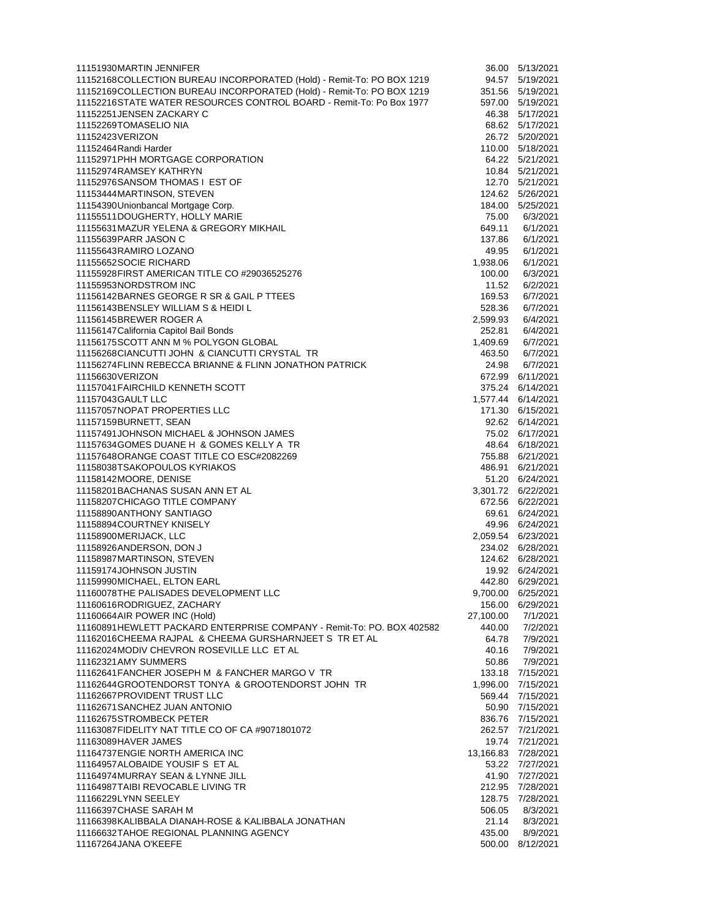| | | | |
|---|---|---|---|
| 11151930 | MARTIN JENNIFER | 36.00 | 5/13/2021 |
| 11152168 | COLLECTION BUREAU INCORPORATED (Hold) - Remit-To: PO BOX 1219 | 94.57 | 5/19/2021 |
| 11152169 | COLLECTION BUREAU INCORPORATED (Hold) - Remit-To: PO BOX 1219 | 351.56 | 5/19/2021 |
| 11152216 | STATE WATER RESOURCES CONTROL BOARD - Remit-To: Po Box 1977 | 597.00 | 5/19/2021 |
| 11152251 | JENSEN ZACKARY C | 46.38 | 5/17/2021 |
| 11152269 | TOMASELIO NIA | 68.62 | 5/17/2021 |
| 11152423 | VERIZON | 26.72 | 5/20/2021 |
| 11152464 | Randi Harder | 110.00 | 5/18/2021 |
| 11152971 | PHH MORTGAGE CORPORATION | 64.22 | 5/21/2021 |
| 11152974 | RAMSEY KATHRYN | 10.84 | 5/21/2021 |
| 11152976 | SANSOM THOMAS I EST OF | 12.70 | 5/21/2021 |
| 11153444 | MARTINSON, STEVEN | 124.62 | 5/26/2021 |
| 11154390 | Unionbancal Mortgage Corp. | 184.00 | 5/25/2021 |
| 11155511 | DOUGHERTY, HOLLY MARIE | 75.00 | 6/3/2021 |
| 11155631 | MAZUR YELENA & GREGORY MIKHAIL | 649.11 | 6/1/2021 |
| 11155639 | PARR JASON C | 137.86 | 6/1/2021 |
| 11155643 | RAMIRO LOZANO | 49.95 | 6/1/2021 |
| 11155652 | SOCIE RICHARD | 1,938.06 | 6/1/2021 |
| 11155928 | FIRST AMERICAN TITLE CO #29036525276 | 100.00 | 6/3/2021 |
| 11155953 | NORDSTROM INC | 11.52 | 6/2/2021 |
| 11156142 | BARNES GEORGE R SR & GAIL P TTEES | 169.53 | 6/7/2021 |
| 11156143 | BENSLEY WILLIAM S & HEIDI L | 528.36 | 6/7/2021 |
| 11156145 | BREWER ROGER A | 2,599.93 | 6/4/2021 |
| 11156147 | California Capitol Bail Bonds | 252.81 | 6/4/2021 |
| 11156175 | SCOTT ANN M % POLYGON GLOBAL | 1,409.69 | 6/7/2021 |
| 11156268 | CIANCUTTI JOHN & CIANCUTTI CRYSTAL TR | 463.50 | 6/7/2021 |
| 11156274 | FLINN REBECCA BRIANNE & FLINN JONATHON PATRICK | 24.98 | 6/7/2021 |
| 11156630 | VERIZON | 672.99 | 6/11/2021 |
| 11157041 | FAIRCHILD KENNETH SCOTT | 375.24 | 6/14/2021 |
| 11157043 | GAULT LLC | 1,577.44 | 6/14/2021 |
| 11157057 | NOPAT PROPERTIES LLC | 171.30 | 6/15/2021 |
| 11157159 | BURNETT, SEAN | 92.62 | 6/14/2021 |
| 11157491 | JOHNSON MICHAEL & JOHNSON JAMES | 75.02 | 6/17/2021 |
| 11157634 | GOMES DUANE H & GOMES KELLY A TR | 48.64 | 6/18/2021 |
| 11157648 | ORANGE COAST TITLE CO ESC#2082269 | 755.88 | 6/21/2021 |
| 11158038 | TSAKOPOULOS KYRIAKOS | 486.91 | 6/21/2021 |
| 11158142 | MOORE, DENISE | 51.20 | 6/24/2021 |
| 11158201 | BACHANAS SUSAN ANN ET AL | 3,301.72 | 6/22/2021 |
| 11158207 | CHICAGO TITLE COMPANY | 672.56 | 6/22/2021 |
| 11158890 | ANTHONY SANTIAGO | 69.61 | 6/24/2021 |
| 11158894 | COURTNEY KNISELY | 49.96 | 6/24/2021 |
| 11158900 | MERIJACK, LLC | 2,059.54 | 6/23/2021 |
| 11158926 | ANDERSON, DON J | 234.02 | 6/28/2021 |
| 11158987 | MARTINSON, STEVEN | 124.62 | 6/28/2021 |
| 11159174 | JOHNSON JUSTIN | 19.92 | 6/24/2021 |
| 11159990 | MICHAEL, ELTON EARL | 442.80 | 6/29/2021 |
| 11160078 | THE PALISADES DEVELOPMENT LLC | 9,700.00 | 6/25/2021 |
| 11160616 | RODRIGUEZ, ZACHARY | 156.00 | 6/29/2021 |
| 11160664 | AIR POWER INC (Hold) | 27,100.00 | 7/1/2021 |
| 11160891 | HEWLETT PACKARD ENTERPRISE COMPANY - Remit-To: PO. BOX 402582 | 440.00 | 7/2/2021 |
| 11162016 | CHEEMA RAJPAL & CHEEMA GURSHARNJEET S TR ET AL | 64.78 | 7/9/2021 |
| 11162024 | MODIV CHEVRON ROSEVILLE LLC ET AL | 40.16 | 7/9/2021 |
| 11162321 | AMY SUMMERS | 50.86 | 7/9/2021 |
| 11162641 | FANCHER JOSEPH M & FANCHER MARGO V TR | 133.18 | 7/15/2021 |
| 11162644 | GROOTENDORST TONYA & GROOTENDORST JOHN TR | 1,996.00 | 7/15/2021 |
| 11162667 | PROVIDENT TRUST LLC | 569.44 | 7/15/2021 |
| 11162671 | SANCHEZ JUAN ANTONIO | 50.90 | 7/15/2021 |
| 11162675 | STROMBECK PETER | 836.76 | 7/15/2021 |
| 11163087 | FIDELITY NAT TITLE CO OF CA #9071801072 | 262.57 | 7/21/2021 |
| 11163089 | HAVER JAMES | 19.74 | 7/21/2021 |
| 11164737 | ENGIE NORTH AMERICA INC | 13,166.83 | 7/28/2021 |
| 11164957 | ALOBAIDE YOUSIF S ET AL | 53.22 | 7/27/2021 |
| 11164974 | MURRAY SEAN & LYNNE JILL | 41.90 | 7/27/2021 |
| 11164987 | TAIBI REVOCABLE LIVING TR | 212.95 | 7/28/2021 |
| 11166229 | LYNN SEELEY | 128.75 | 7/28/2021 |
| 11166397 | CHASE SARAH M | 506.05 | 8/3/2021 |
| 11166398 | KALIBBALA DIANAH-ROSE & KALIBBALA JONATHAN | 21.14 | 8/3/2021 |
| 11166632 | TAHOE REGIONAL PLANNING AGENCY | 435.00 | 8/9/2021 |
| 11167264 | JANA O'KEEFE | 500.00 | 8/12/2021 |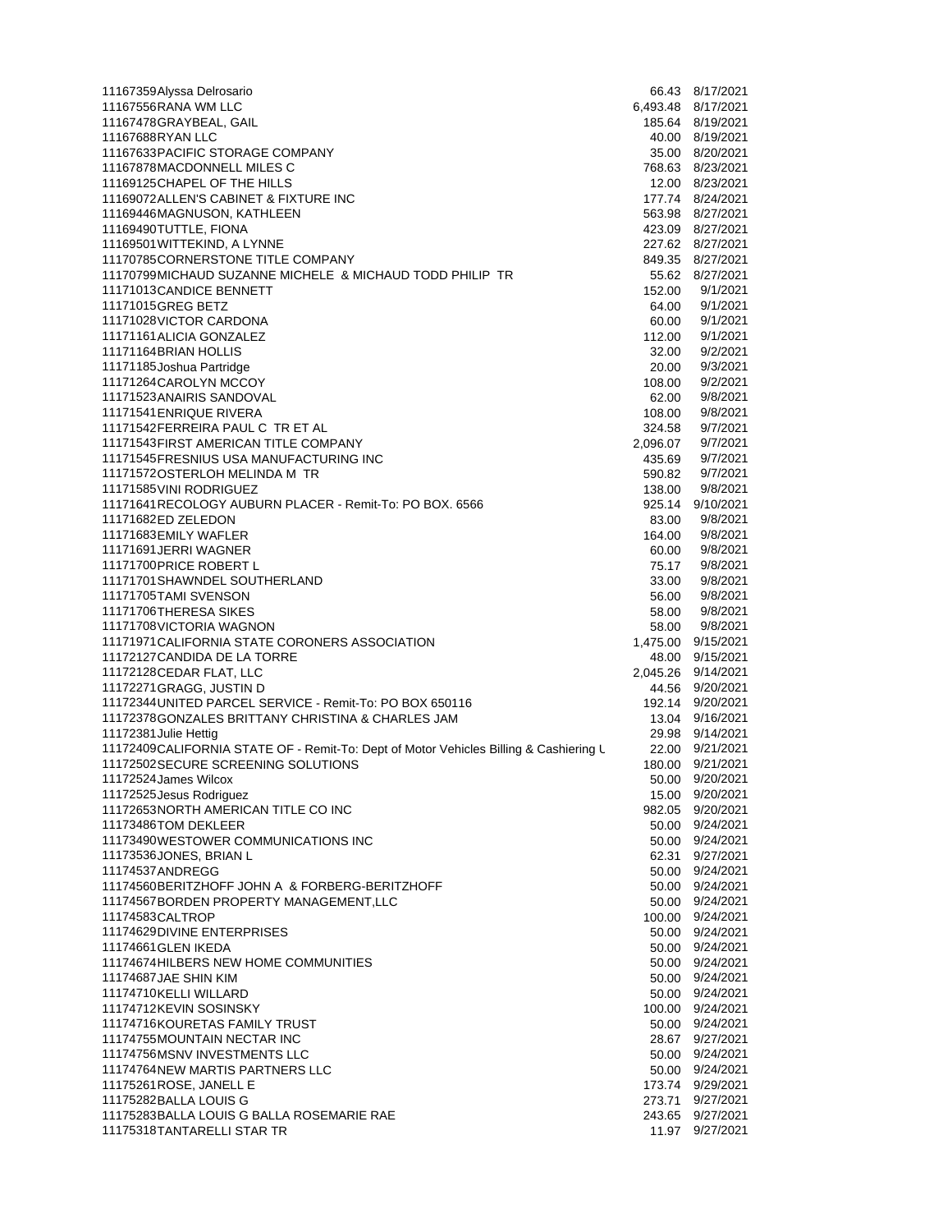| | | | |
|---|---|---|---|
| 11167359 | Alyssa Delrosario | 66.43 | 8/17/2021 |
| 11167556 | RANA WM LLC | 6,493.48 | 8/17/2021 |
| 11167478 | GRAYBEAL, GAIL | 185.64 | 8/19/2021 |
| 11167688 | RYAN LLC | 40.00 | 8/19/2021 |
| 11167633 | PACIFIC STORAGE COMPANY | 35.00 | 8/20/2021 |
| 11167878 | MACDONNELL MILES C | 768.63 | 8/23/2021 |
| 11169125 | CHAPEL OF THE HILLS | 12.00 | 8/23/2021 |
| 11169072 | ALLEN'S CABINET & FIXTURE INC | 177.74 | 8/24/2021 |
| 11169446 | MAGNUSON, KATHLEEN | 563.98 | 8/27/2021 |
| 11169490 | TUTTLE, FIONA | 423.09 | 8/27/2021 |
| 11169501 | WITTEKIND, A LYNNE | 227.62 | 8/27/2021 |
| 11170785 | CORNERSTONE TITLE COMPANY | 849.35 | 8/27/2021 |
| 11170799 | MICHAUD SUZANNE MICHELE & MICHAUD TODD PHILIP TR | 55.62 | 8/27/2021 |
| 11171013 | CANDICE BENNETT | 152.00 | 9/1/2021 |
| 11171015 | GREG BETZ | 64.00 | 9/1/2021 |
| 11171028 | VICTOR CARDONA | 60.00 | 9/1/2021 |
| 11171161 | ALICIA GONZALEZ | 112.00 | 9/1/2021 |
| 11171164 | BRIAN HOLLIS | 32.00 | 9/2/2021 |
| 11171185 | Joshua Partridge | 20.00 | 9/3/2021 |
| 11171264 | CAROLYN MCCOY | 108.00 | 9/2/2021 |
| 11171523 | ANAIRIS SANDOVAL | 62.00 | 9/8/2021 |
| 11171541 | ENRIQUE RIVERA | 108.00 | 9/8/2021 |
| 11171542 | FERREIRA PAUL C TR ET AL | 324.58 | 9/7/2021 |
| 11171543 | FIRST AMERICAN TITLE COMPANY | 2,096.07 | 9/7/2021 |
| 11171545 | FRESNIUS USA MANUFACTURING INC | 435.69 | 9/7/2021 |
| 11171572 | OSTERLOH MELINDA M TR | 590.82 | 9/7/2021 |
| 11171585 | VINI RODRIGUEZ | 138.00 | 9/8/2021 |
| 11171641 | RECOLOGY AUBURN PLACER - Remit-To: PO BOX. 6566 | 925.14 | 9/10/2021 |
| 11171682 | ED ZELEDON | 83.00 | 9/8/2021 |
| 11171683 | EMILY WAFLER | 164.00 | 9/8/2021 |
| 11171691 | JERRI WAGNER | 60.00 | 9/8/2021 |
| 11171700 | PRICE ROBERT L | 75.17 | 9/8/2021 |
| 11171701 | SHAWNDEL SOUTHERLAND | 33.00 | 9/8/2021 |
| 11171705 | TAMI SVENSON | 56.00 | 9/8/2021 |
| 11171706 | THERESA SIKES | 58.00 | 9/8/2021 |
| 11171708 | VICTORIA WAGNON | 58.00 | 9/8/2021 |
| 11171971 | CALIFORNIA STATE CORONERS ASSOCIATION | 1,475.00 | 9/15/2021 |
| 11172127 | CANDIDA DE LA TORRE | 48.00 | 9/15/2021 |
| 11172128 | CEDAR FLAT, LLC | 2,045.26 | 9/14/2021 |
| 11172271 | GRAGG, JUSTIN D | 44.56 | 9/20/2021 |
| 11172344 | UNITED PARCEL SERVICE - Remit-To: PO BOX 650116 | 192.14 | 9/20/2021 |
| 11172378 | GONZALES BRITTANY CHRISTINA & CHARLES JAM | 13.04 | 9/16/2021 |
| 11172381 | Julie Hettig | 29.98 | 9/14/2021 |
| 11172409 | CALIFORNIA STATE OF - Remit-To: Dept of Motor Vehicles Billing & Cashiering U | 22.00 | 9/21/2021 |
| 11172502 | SECURE SCREENING SOLUTIONS | 180.00 | 9/21/2021 |
| 11172524 | James Wilcox | 50.00 | 9/20/2021 |
| 11172525 | Jesus Rodriguez | 15.00 | 9/20/2021 |
| 11172653 | NORTH AMERICAN TITLE CO INC | 982.05 | 9/20/2021 |
| 11173486 | TOM DEKLEER | 50.00 | 9/24/2021 |
| 11173490 | WESTOWER COMMUNICATIONS INC | 50.00 | 9/24/2021 |
| 11173536 | JONES, BRIAN L | 62.31 | 9/27/2021 |
| 11174537 | ANDREGG | 50.00 | 9/24/2021 |
| 11174560 | BERITZHOFF JOHN A & FORBERG-BERITZHOFF | 50.00 | 9/24/2021 |
| 11174567 | BORDEN PROPERTY MANAGEMENT,LLC | 50.00 | 9/24/2021 |
| 11174583 | CALTROP | 100.00 | 9/24/2021 |
| 11174629 | DIVINE ENTERPRISES | 50.00 | 9/24/2021 |
| 11174661 | GLEN IKEDA | 50.00 | 9/24/2021 |
| 11174674 | HILBERS NEW HOME COMMUNITIES | 50.00 | 9/24/2021 |
| 11174687 | JAE SHIN KIM | 50.00 | 9/24/2021 |
| 11174710 | KELLI WILLARD | 50.00 | 9/24/2021 |
| 11174712 | KEVIN SOSINSKY | 100.00 | 9/24/2021 |
| 11174716 | KOURETAS FAMILY TRUST | 50.00 | 9/24/2021 |
| 11174755 | MOUNTAIN NECTAR INC | 28.67 | 9/27/2021 |
| 11174756 | MSNV INVESTMENTS LLC | 50.00 | 9/24/2021 |
| 11174764 | NEW MARTIS PARTNERS LLC | 50.00 | 9/24/2021 |
| 11175261 | ROSE, JANELL E | 173.74 | 9/29/2021 |
| 11175282 | BALLA LOUIS G | 273.71 | 9/27/2021 |
| 11175283 | BALLA LOUIS G BALLA ROSEMARIE RAE | 243.65 | 9/27/2021 |
| 11175318 | TANTARELLI STAR TR | 11.97 | 9/27/2021 |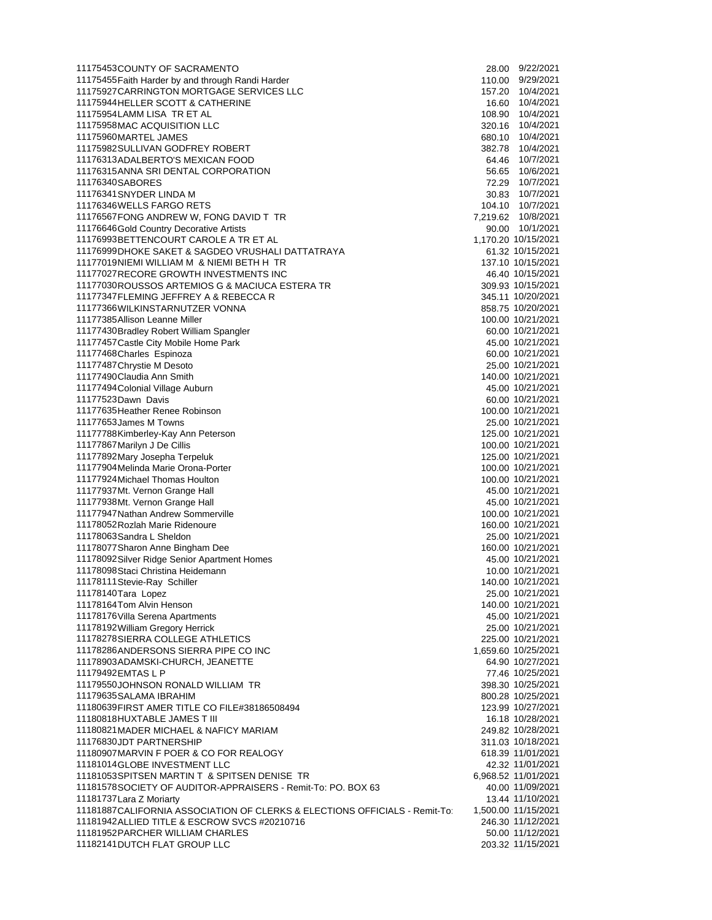| | | | |
|---|---|---|---|
| 11175453 | COUNTY OF SACRAMENTO | 28.00 | 9/22/2021 |
| 11175455 | Faith Harder by and through Randi Harder | 110.00 | 9/29/2021 |
| 11175927 | CARRINGTON MORTGAGE SERVICES LLC | 157.20 | 10/4/2021 |
| 11175944 | HELLER SCOTT & CATHERINE | 16.60 | 10/4/2021 |
| 11175954 | LAMM LISA TR ET AL | 108.90 | 10/4/2021 |
| 11175958 | MAC ACQUISITION LLC | 320.16 | 10/4/2021 |
| 11175960 | MARTEL JAMES | 680.10 | 10/4/2021 |
| 11175982 | SULLIVAN GODFREY ROBERT | 382.78 | 10/4/2021 |
| 11176313 | ADALBERTO'S MEXICAN FOOD | 64.46 | 10/7/2021 |
| 11176315 | ANNA SRI DENTAL CORPORATION | 56.65 | 10/6/2021 |
| 11176340 | SABORES | 72.29 | 10/7/2021 |
| 11176341 | SNYDER LINDA M | 30.83 | 10/7/2021 |
| 11176346 | WELLS FARGO RETS | 104.10 | 10/7/2021 |
| 11176567 | FONG ANDREW W, FONG DAVID T TR | 7,219.62 | 10/8/2021 |
| 11176646 | Gold Country Decorative Artists | 90.00 | 10/1/2021 |
| 11176993 | BETTENCOURT CAROLE A TR ET AL | 1,170.20 | 10/15/2021 |
| 11176999 | DHOKE SAKET & SAGDEO VRUSHALI DATTATRAYA | 61.32 | 10/15/2021 |
| 11177019 | NIEMI WILLIAM M & NIEMI BETH H TR | 137.10 | 10/15/2021 |
| 11177027 | RECORE GROWTH INVESTMENTS INC | 46.40 | 10/15/2021 |
| 11177030 | ROUSSOS ARTEMIOS G & MACIUCA ESTERA TR | 309.93 | 10/15/2021 |
| 11177347 | FLEMING JEFFREY A & REBECCA R | 345.11 | 10/20/2021 |
| 11177366 | WILKINSTARNUTZER VONNA | 858.75 | 10/20/2021 |
| 11177385 | Allison Leanne Miller | 100.00 | 10/21/2021 |
| 11177430 | Bradley Robert William Spangler | 60.00 | 10/21/2021 |
| 11177457 | Castle City Mobile Home Park | 45.00 | 10/21/2021 |
| 11177468 | Charles Espinoza | 60.00 | 10/21/2021 |
| 11177487 | Chrystie M Desoto | 25.00 | 10/21/2021 |
| 11177490 | Claudia Ann Smith | 140.00 | 10/21/2021 |
| 11177494 | Colonial Village Auburn | 45.00 | 10/21/2021 |
| 11177523 | Dawn Davis | 60.00 | 10/21/2021 |
| 11177635 | Heather Renee Robinson | 100.00 | 10/21/2021 |
| 11177653 | James M Towns | 25.00 | 10/21/2021 |
| 11177788 | Kimberley-Kay Ann Peterson | 125.00 | 10/21/2021 |
| 11177867 | Marilyn J De Cillis | 100.00 | 10/21/2021 |
| 11177892 | Mary Josepha Terpeluk | 125.00 | 10/21/2021 |
| 11177904 | Melinda Marie Orona-Porter | 100.00 | 10/21/2021 |
| 11177924 | Michael Thomas Houlton | 100.00 | 10/21/2021 |
| 11177937 | Mt. Vernon Grange Hall | 45.00 | 10/21/2021 |
| 11177938 | Mt. Vernon Grange Hall | 45.00 | 10/21/2021 |
| 11177947 | Nathan Andrew Sommerville | 100.00 | 10/21/2021 |
| 11178052 | Rozlah Marie Ridenoure | 160.00 | 10/21/2021 |
| 11178063 | Sandra L Sheldon | 25.00 | 10/21/2021 |
| 11178077 | Sharon Anne Bingham Dee | 160.00 | 10/21/2021 |
| 11178092 | Silver Ridge Senior Apartment Homes | 45.00 | 10/21/2021 |
| 11178098 | Staci Christina Heidemann | 10.00 | 10/21/2021 |
| 11178111 | Stevie-Ray Schiller | 140.00 | 10/21/2021 |
| 11178140 | Tara Lopez | 25.00 | 10/21/2021 |
| 11178164 | Tom Alvin Henson | 140.00 | 10/21/2021 |
| 11178176 | Villa Serena Apartments | 45.00 | 10/21/2021 |
| 11178192 | William Gregory Herrick | 25.00 | 10/21/2021 |
| 11178278 | SIERRA COLLEGE ATHLETICS | 225.00 | 10/21/2021 |
| 11178286 | ANDERSONS SIERRA PIPE CO INC | 1,659.60 | 10/25/2021 |
| 11178903 | ADAMSKI-CHURCH, JEANETTE | 64.90 | 10/27/2021 |
| 11179492 | EMTAS L P | 77.46 | 10/25/2021 |
| 11179550 | JOHNSON RONALD WILLIAM TR | 398.30 | 10/25/2021 |
| 11179635 | SALAMA IBRAHIM | 800.28 | 10/25/2021 |
| 11180639 | FIRST AMER TITLE CO FILE#38186508494 | 123.99 | 10/27/2021 |
| 11180818 | HUXTABLE JAMES T III | 16.18 | 10/28/2021 |
| 11180821 | MADER MICHAEL & NAFICY MARIAM | 249.82 | 10/28/2021 |
| 11176830 | JDT PARTNERSHIP | 311.03 | 10/18/2021 |
| 11180907 | MARVIN F POER & CO FOR REALOGY | 618.39 | 11/01/2021 |
| 11181014 | GLOBE INVESTMENT LLC | 42.32 | 11/01/2021 |
| 11181053 | SPITSEN MARTIN T & SPITSEN DENISE TR | 6,968.52 | 11/01/2021 |
| 11181578 | SOCIETY OF AUDITOR-APPRAISERS - Remit-To: PO. BOX 63 | 40.00 | 11/09/2021 |
| 11181737 | Lara Z Moriarty | 13.44 | 11/10/2021 |
| 11181887 | CALIFORNIA ASSOCIATION OF CLERKS & ELECTIONS OFFICIALS - Remit-To: | 1,500.00 | 11/15/2021 |
| 11181942 | ALLIED TITLE & ESCROW SVCS #20210716 | 246.30 | 11/12/2021 |
| 11181952 | PARCHER WILLIAM CHARLES | 50.00 | 11/12/2021 |
| 11182141 | DUTCH FLAT GROUP LLC | 203.32 | 11/15/2021 |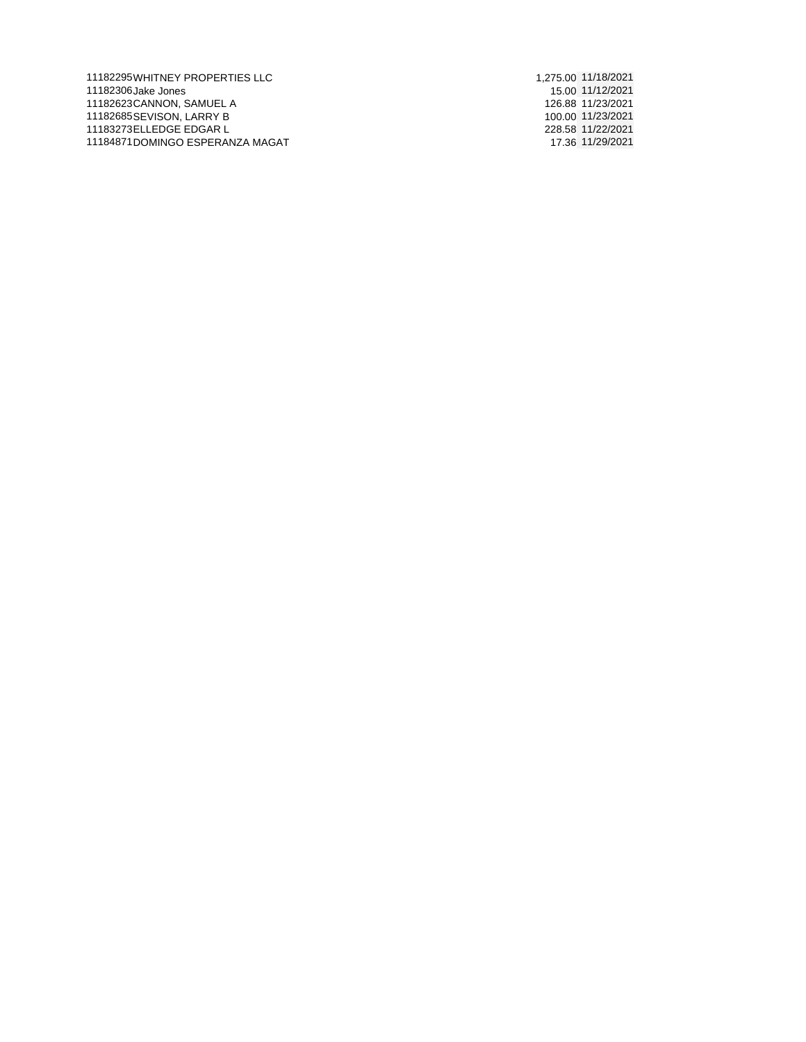| | | | |
|---|---|---|---|
| 11182295 | WHITNEY PROPERTIES LLC | 1,275.00 | 11/18/2021 |
| 11182306 | Jake Jones | 15.00 | 11/12/2021 |
| 11182623 | CANNON, SAMUEL A | 126.88 | 11/23/2021 |
| 11182685 | SEVISON, LARRY B | 100.00 | 11/23/2021 |
| 11183273 | ELLEDGE EDGAR L | 228.58 | 11/22/2021 |
| 11184871 | DOMINGO ESPERANZA MAGAT | 17.36 | 11/29/2021 |